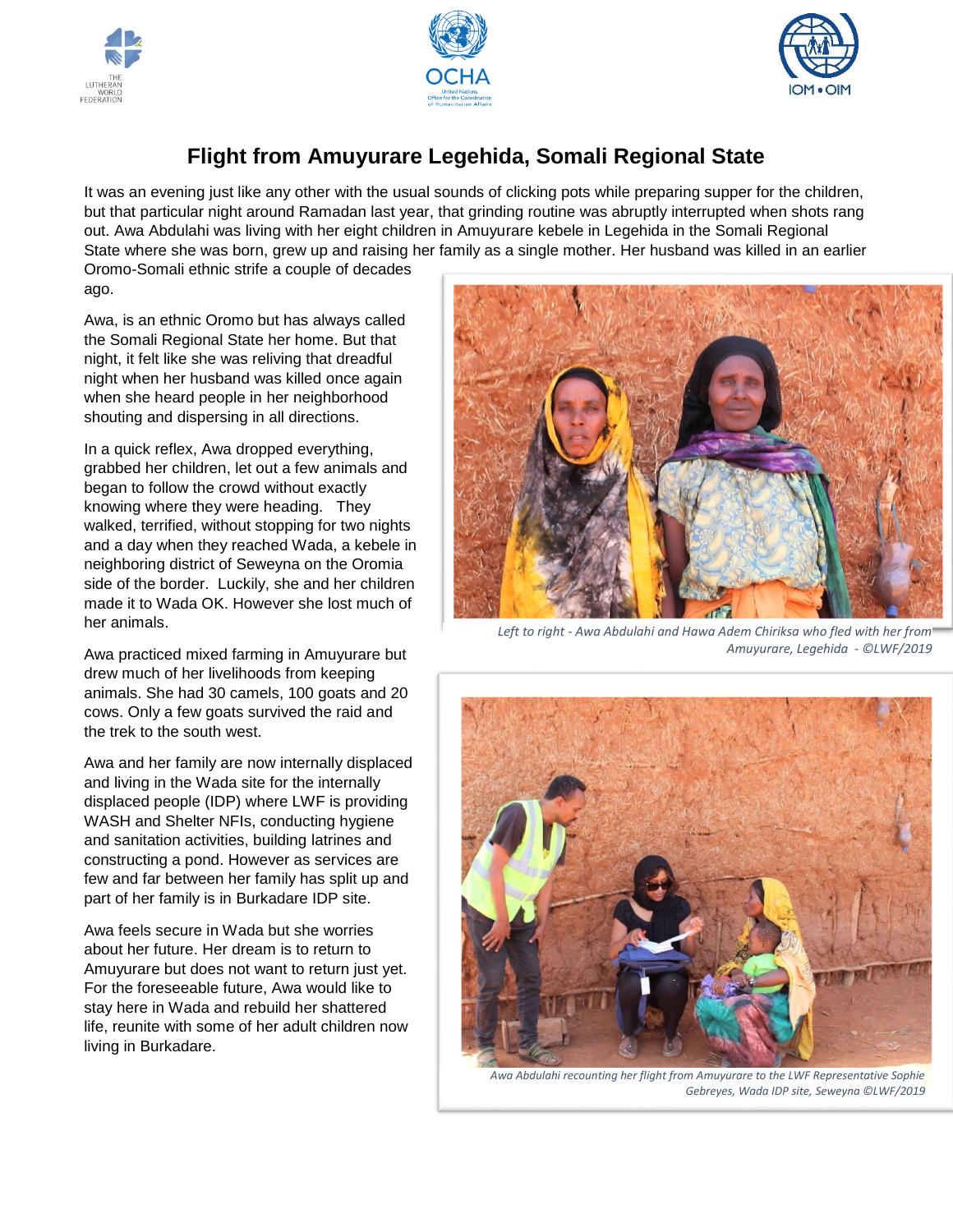# Flight from Amuyurare Legehida, Somali Regional State

It was an evening just like any other with the usual sounds of clicking pots while preparing supper for the children, but that particular night around Ramadan last year, that grinding routine was abruptly interrupted when shots rang out. Awa Abdulahi was living with her eight children in Amuyurare kebele in Legehida in the Somali Regional State where she was born, grew up and raising her family as a single mother. Her husband was killed in an earlier Oromo-Somali ethnic strife a couple of decades ago.

Awa, is an ethnic Oromo but has always called the Somali Regional State her home. But that night, it felt like she was reliving that dreadful night when her husband was killed once again when she heard people in her neighborhood shouting and dispersing in all directions.

In a quick reflex, Awa dropped everything, grabbed her children, let out a few animals and began to follow the crowd without exactly knowing where they were heading. They walked, terrified, without stopping for two nights and a day when they reached Wada, a kebele in neighboring district of Seweyna on the Oromia side of the border. Luckily, she and her children made it to Wada OK. However she lost much of her animals.

Awa practiced mixed farming in Amuyurare but drew much of her livelihoods from keeping animals. She had 30 camels, 100 goats and 20 cows. Only a few goats survived the raid and the trek to the south west.

Awa and her family are now internally displaced and living in the Wada site for the internally displaced people (IDP) where LWF is providing WASH and Shelter NFIs, conducting hygiene and sanitation activities, building latrines and constructing a pond. However as services are few and far between her family has split up and part of her family is in Burkadare IDP site.

Awa feels secure in Wada but she worries about her future. Her dream is to return to Amuyurare but does not want to return just yet. For the foreseeable future, Awa would like to stay here in Wada and rebuild her shattered life, reunite with some of her adult children now living in Burkadare.

*Left to right - Awa Abdulahi and Hawa Adem Chiriksa who fled with her from Amuyurare, Legehida - ©LWF/2019*

*Awa Abdulahi recounting her flight from Amuyurare to the LWF Representative Sophie Gebreyes, Wada IDP site, Seweyna ©LWF/2019*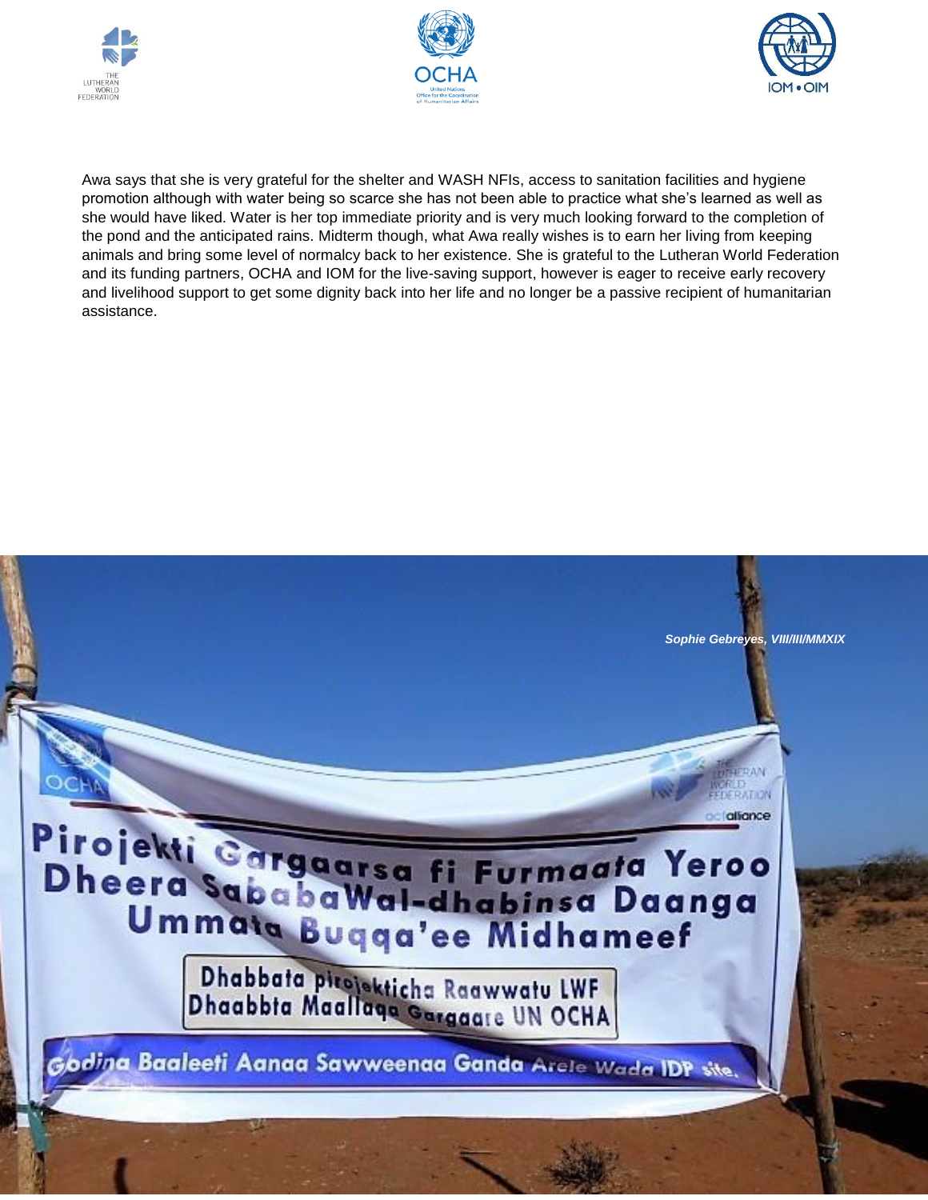Awa says that she is very grateful for the shelter and WASH NFIs, access to sanitation facilities and hygiene promotion although with water being so scarce she has not been able to practice what she's learned as well as she would have liked. Water is her top immediate priority and is very much looking forward to the completion of the pond and the anticipated rains. Midterm though, what Awa really wishes is to earn her living from keeping animals and bring some level of normalcy back to her existence. She is grateful to the Lutheran World Federation and its funding partners, OCHA and IOM for the live-saving support, however is eager to receive early recovery and livelihood support to get some dignity back into her life and no longer be a passive recipient of humanitarian assistance.

***Sophie Gebreyes, VIII/III/MMXIX***